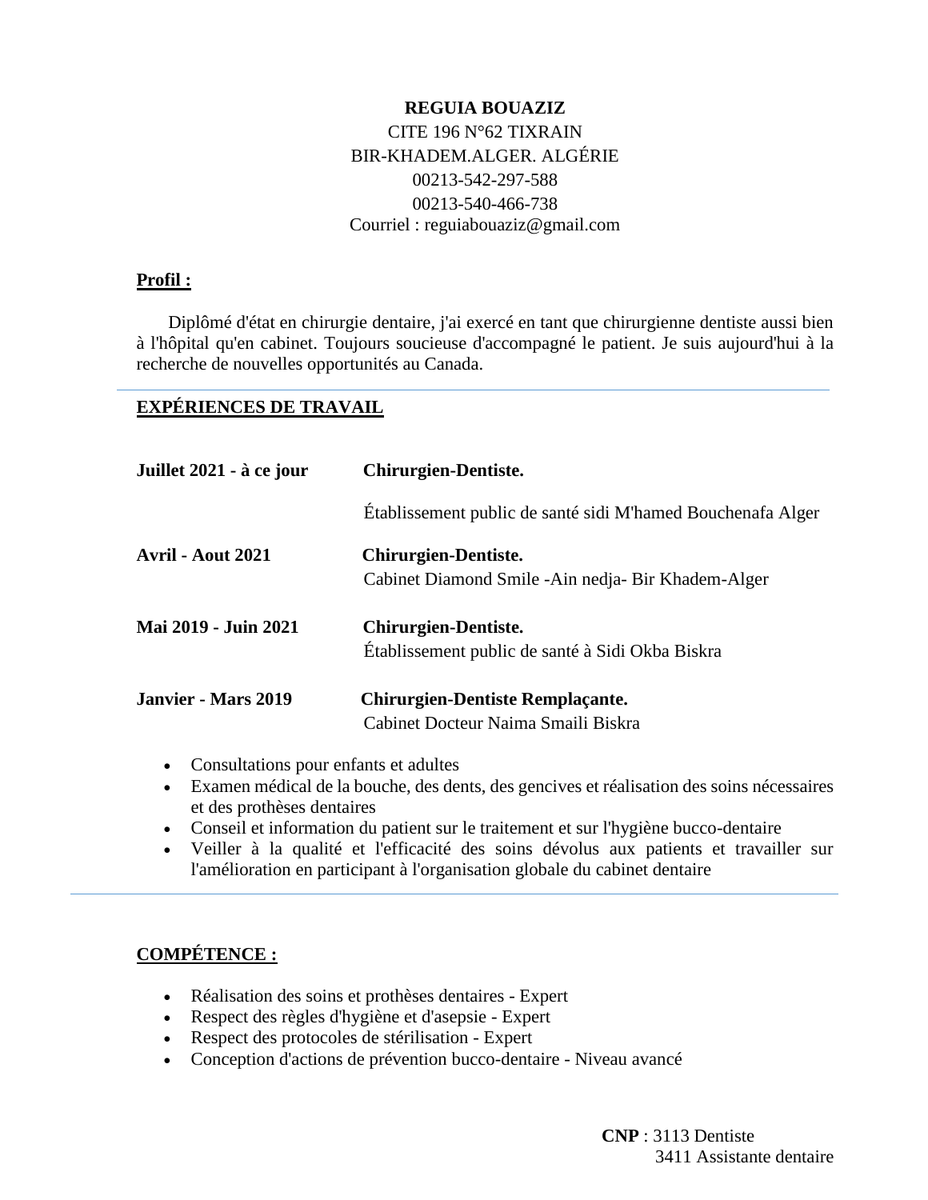**REGUIA BOUAZIZ**
CITE 196 N°62 TIXRAIN
BIR-KHADEM.ALGER. ALGÉRIE
00213-542-297-588
00213-540-466-738
Courriel : reguiabouaziz@gmail.com

## Profil :

Diplômé d'état en chirurgie dentaire, j'ai exercé en tant que chirurgienne dentiste aussi bien à l'hôpital qu'en cabinet. Toujours soucieuse d'accompagné le patient. Je suis aujourd'hui à la recherche de nouvelles opportunités au Canada.

---

## EXPÉRIENCES DE TRAVAIL

**Juillet 2021 - à ce jour** — **Chirurgien-Dentiste.**
Établissement public de santé sidi M'hamed Bouchenafa Alger

**Avril - Aout 2021** — **Chirurgien-Dentiste.**
Cabinet Diamond Smile -Ain nedja- Bir Khadem-Alger

**Mai 2019 - Juin 2021** — **Chirurgien-Dentiste.**
Établissement public de santé à Sidi Okba Biskra

**Janvier - Mars 2019** — **Chirurgien-Dentiste Remplaçante.**
Cabinet Docteur Naima Smaili Biskra

- Consultations pour enfants et adultes
- Examen médical de la bouche, des dents, des gencives et réalisation des soins nécessaires et des prothèses dentaires
- Conseil et information du patient sur le traitement et sur l'hygiène bucco-dentaire
- Veiller à la qualité et l'efficacité des soins dévolus aux patients et travailler sur l'amélioration en participant à l'organisation globale du cabinet dentaire

---

## COMPÉTENCE :

- Réalisation des soins et prothèses dentaires - Expert
- Respect des règles d'hygiène et d'asepsie - Expert
- Respect des protocoles de stérilisation - Expert
- Conception d'actions de prévention bucco-dentaire - Niveau avancé

**CNP** : 3113 Dentiste
3411 Assistante dentaire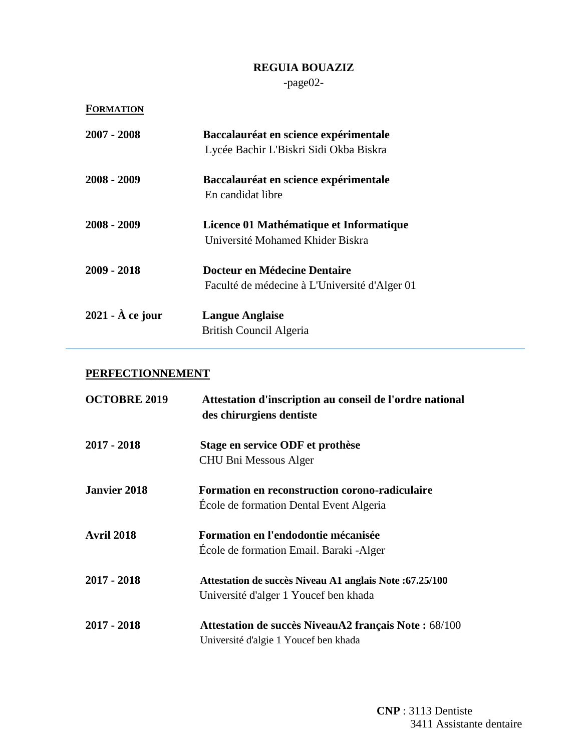**REGUIA BOUAZIZ**

-page02-

## FORMATION

**2007 - 2008** — **Baccalauréat en science expérimentale**
Lycée Bachir L'Biskri Sidi Okba Biskra

**2008 - 2009** — **Baccalauréat en science expérimentale**
En candidat libre

**2008 - 2009** — **Licence 01 Mathématique et Informatique**
Université Mohamed Khider Biskra

**2009 - 2018** — **Docteur en Médecine Dentaire**
Faculté de médecine à L'Université d'Alger 01

**2021 - À ce jour** — **Langue Anglaise**
British Council Algeria

---

## PERFECTIONNEMENT

**OCTOBRE 2019** — **Attestation d'inscription au conseil de l'ordre national des chirurgiens dentiste**

**2017 - 2018** — **Stage en service ODF et prothèse**
CHU Bni Messous Alger

**Janvier 2018** — **Formation en reconstruction corono-radiculaire**
École de formation Dental Event Algeria

**Avril 2018** — **Formation en l'endodontie mécanisée**
École de formation Email. Baraki -Alger

**2017 - 2018** — **Attestation de succès Niveau A1 anglais Note :67.25/100**
Université d'alger 1 Youcef ben khada

**2017 - 2018** — **Attestation de succès NiveauA2 français Note :** 68/100
Université d'algie 1 Youcef ben khada

**CNP** : 3113 Dentiste
3411 Assistante dentaire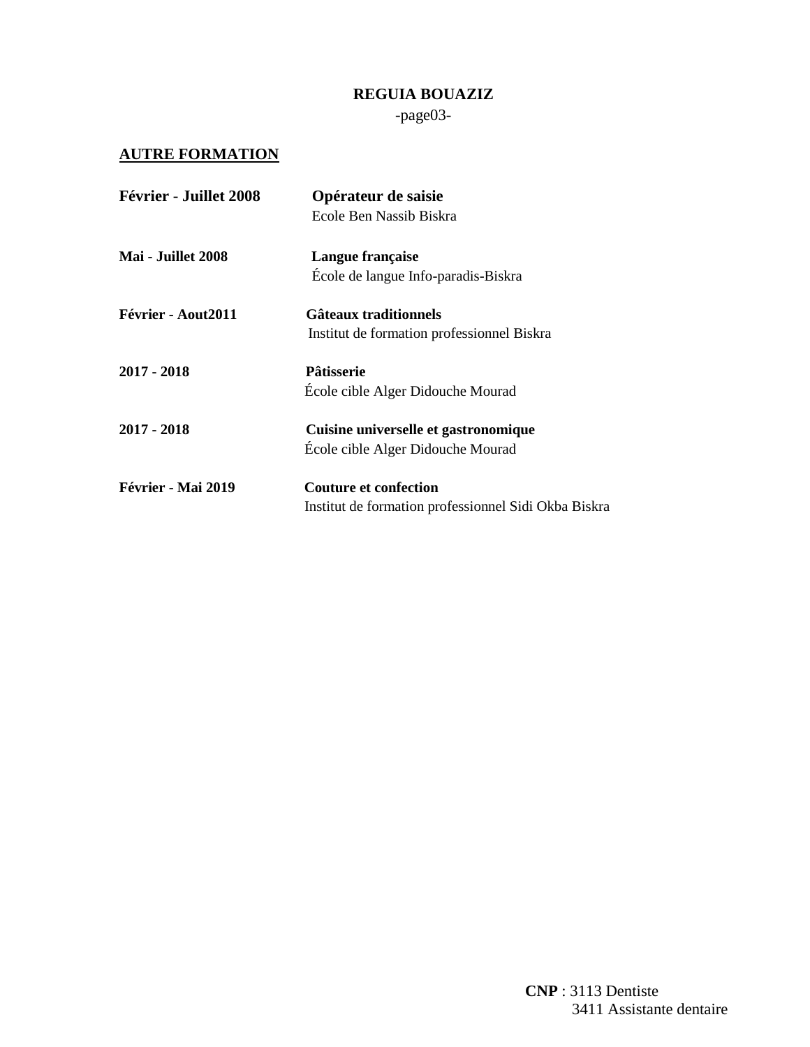## AUTRE FORMATION

**Février - Juillet 2008** **Opérateur de saisie**
Ecole Ben Nassib Biskra

**Mai - Juillet 2008** **Langue française**
École de langue Info-paradis-Biskra

**Février - Aout2011** **Gâteaux traditionnels**
Institut de formation professionnel Biskra

**2017 - 2018** **Pâtisserie**
École cible Alger Didouche Mourad

**2017 - 2018** **Cuisine universelle et gastronomique**
École cible Alger Didouche Mourad

**Février - Mai 2019** **Couture et confection**
Institut de formation professionnel Sidi Okba Biskra

**CNP** : 3113 Dentiste
3411 Assistante dentaire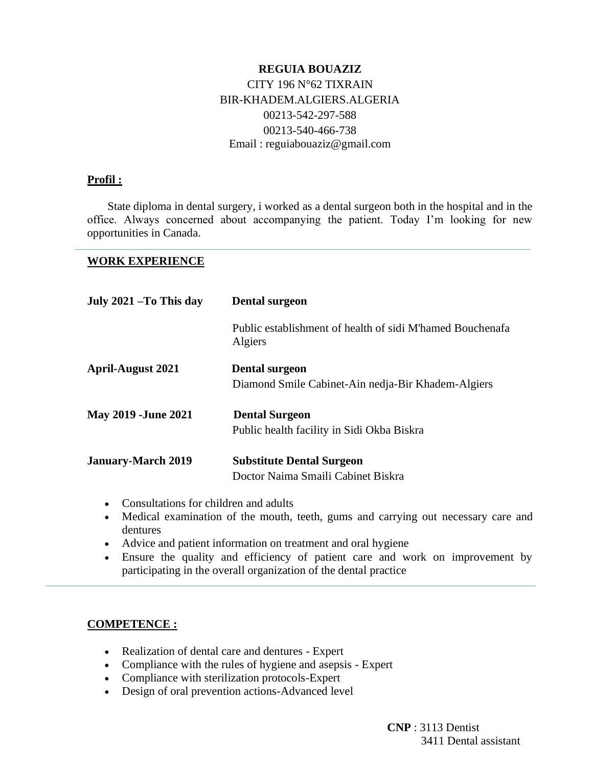**REGUIA BOUAZIZ**
CITY 196 N°62 TIXRAIN
BIR-KHADEM.ALGIERS.ALGERIA
00213-542-297-588
00213-540-466-738
Email : reguiabouaziz@gmail.com

## Profil :

State diploma in dental surgery, i worked as a dental surgeon both in the hospital and in the office. Always concerned about accompanying the patient. Today I'm looking for new opportunities in Canada.

---

## WORK EXPERIENCE

**July 2021 –To This day** — **Dental surgeon**
Public establishment of health of sidi M'hamed Bouchenafa Algiers

**April-August 2021** — **Dental surgeon**
Diamond Smile Cabinet-Ain nedja-Bir Khadem-Algiers

**May 2019 -June 2021** — **Dental Surgeon**
Public health facility in Sidi Okba Biskra

**January-March 2019** — **Substitute Dental Surgeon**
Doctor Naima Smaili Cabinet Biskra

- Consultations for children and adults
- Medical examination of the mouth, teeth, gums and carrying out necessary care and dentures
- Advice and patient information on treatment and oral hygiene
- Ensure the quality and efficiency of patient care and work on improvement by participating in the overall organization of the dental practice

---

## COMPETENCE :

- Realization of dental care and dentures - Expert
- Compliance with the rules of hygiene and asepsis - Expert
- Compliance with sterilization protocols-Expert
- Design of oral prevention actions-Advanced level

**CNP** : 3113 Dentist
3411 Dental assistant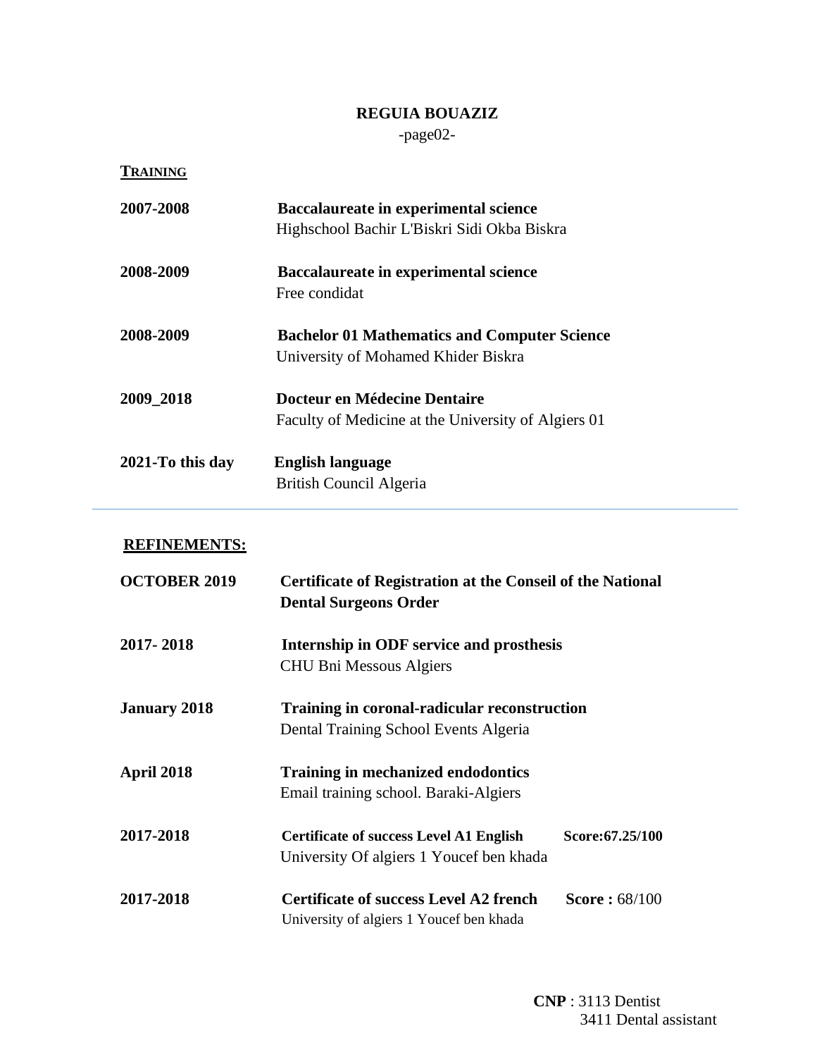**REGUIA BOUAZIZ**

-page02-

## TRAINING

| | |
|---|---|
| **2007-2008** | **Baccalaureate in experimental science**<br>Highschool Bachir L'Biskri Sidi Okba Biskra |
| **2008-2009** | **Baccalaureate in experimental science**<br>Free condidat |
| **2008-2009** | **Bachelor 01 Mathematics and Computer Science**<br>University of Mohamed Khider Biskra |
| **2009_2018** | **Docteur en Médecine Dentaire**<br>Faculty of Medicine at the University of Algiers 01 |
| **2021-To this day** | **English language**<br>British Council Algeria |

---

## REFINEMENTS:

| | | |
|---|---|---|
| **OCTOBER 2019** | **Certificate of Registration at the Conseil of the National Dental Surgeons Order** | |
| **2017- 2018** | **Internship in ODF service and prosthesis**<br>CHU Bni Messous Algiers | |
| **January 2018** | **Training in coronal-radicular reconstruction**<br>Dental Training School Events Algeria | |
| **April 2018** | **Training in mechanized endodontics**<br>Email training school. Baraki-Algiers | |
| **2017-2018** | **Certificate of success Level A1 English**<br>University Of algiers 1 Youcef ben khada | **Score:67.25/100** |
| **2017-2018** | **Certificate of success Level A2 french**<br>University of algiers 1 Youcef ben khada | **Score :** 68/100 |

**CNP** : 3113 Dentist
3411 Dental assistant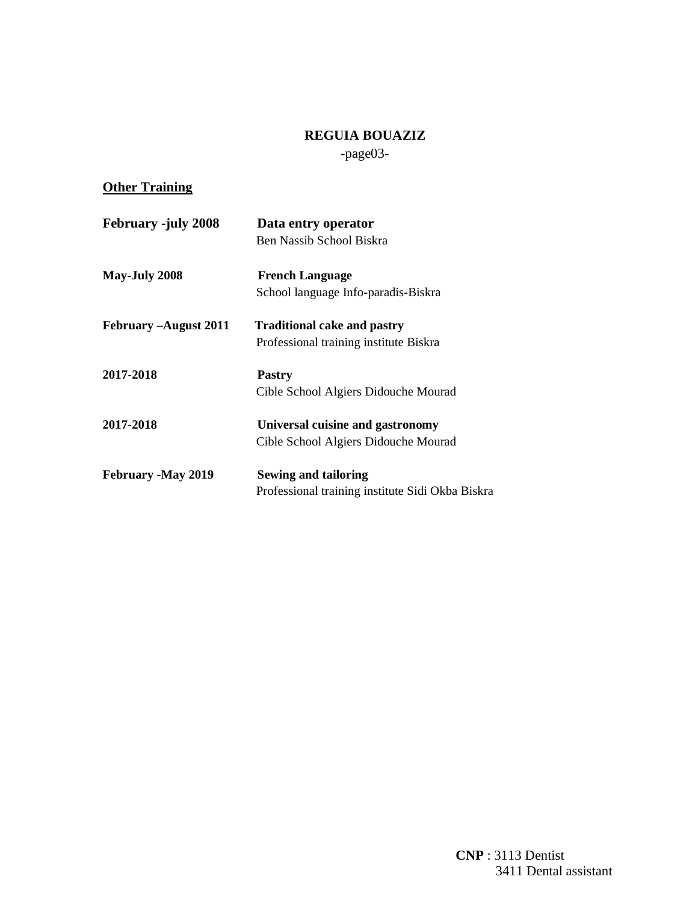**REGUIA BOUAZIZ**
-page03-

## Other Training

| | |
|---|---|
| **February -july 2008** | **Data entry operator**<br>Ben Nassib School Biskra |
| **May-July 2008** | **French Language**<br>School language Info-paradis-Biskra |
| **February –August 2011** | **Traditional cake and pastry**<br>Professional training institute Biskra |
| **2017-2018** | **Pastry**<br>Cible School Algiers Didouche Mourad |
| **2017-2018** | **Universal cuisine and gastronomy**<br>Cible School Algiers Didouche Mourad |
| **February -May 2019** | **Sewing and tailoring**<br>Professional training institute Sidi Okba Biskra |

**CNP** : 3113 Dentist
3411 Dental assistant